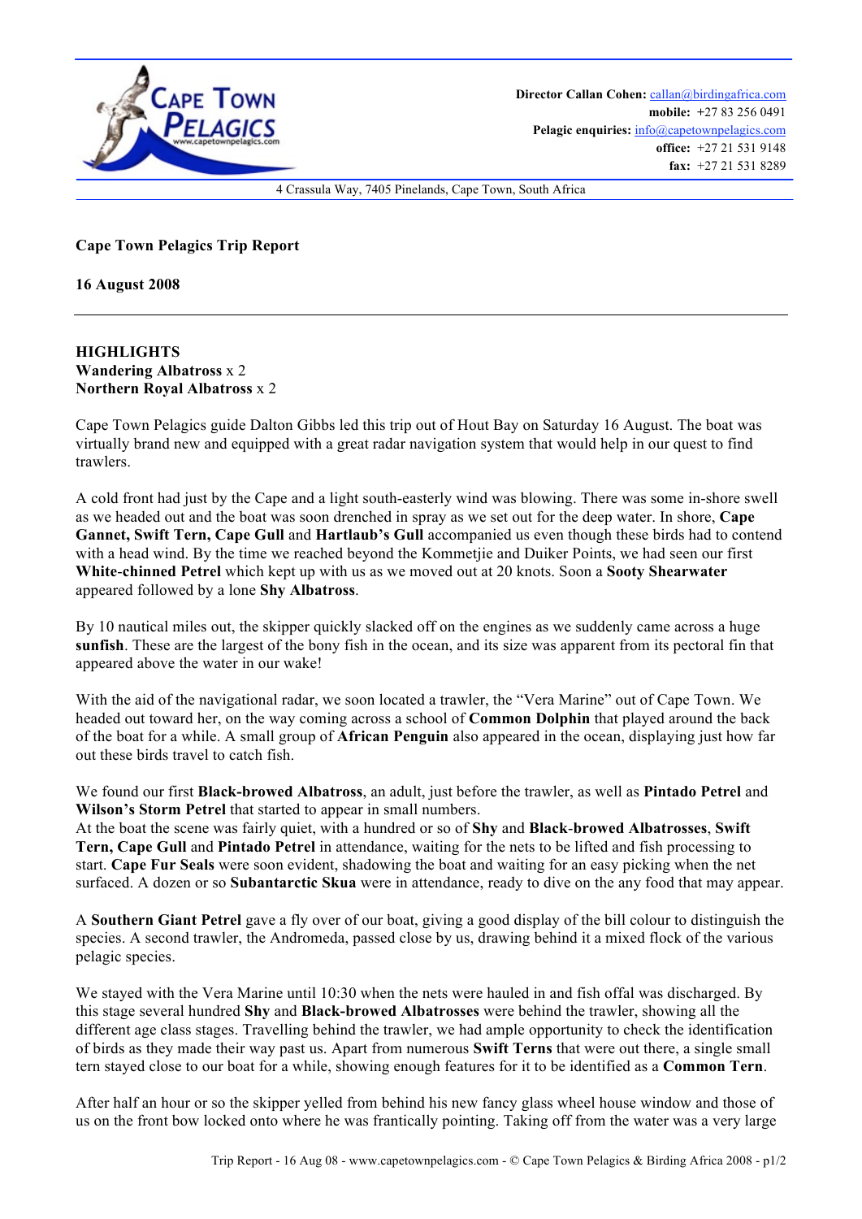**Director Callan Cohen:** callan@birdingafrica.com
**mobile:** +27 83 256 0491
**Pelagic enquiries:** info@capetownpelagics.com
**office:** +27 21 531 9148
**fax:** +27 21 531 8289

4 Crassula Way, 7405 Pinelands, Cape Town, South Africa

**Cape Town Pelagics Trip Report**

**16 August 2008**

---

**HIGHLIGHTS**
**Wandering Albatross** x 2
**Northern Royal Albatross** x 2

Cape Town Pelagics guide Dalton Gibbs led this trip out of Hout Bay on Saturday 16 August. The boat was virtually brand new and equipped with a great radar navigation system that would help in our quest to find trawlers.

A cold front had just by the Cape and a light south-easterly wind was blowing. There was some in-shore swell as we headed out and the boat was soon drenched in spray as we set out for the deep water. In shore, **Cape Gannet, Swift Tern, Cape Gull** and **Hartlaub's Gull** accompanied us even though these birds had to contend with a head wind. By the time we reached beyond the Kommetjie and Duiker Points, we had seen our first **White-chinned Petrel** which kept up with us as we moved out at 20 knots. Soon a **Sooty Shearwater** appeared followed by a lone **Shy Albatross**.

By 10 nautical miles out, the skipper quickly slacked off on the engines as we suddenly came across a huge **sunfish**. These are the largest of the bony fish in the ocean, and its size was apparent from its pectoral fin that appeared above the water in our wake!

With the aid of the navigational radar, we soon located a trawler, the "Vera Marine" out of Cape Town. We headed out toward her, on the way coming across a school of **Common Dolphin** that played around the back of the boat for a while. A small group of **African Penguin** also appeared in the ocean, displaying just how far out these birds travel to catch fish.

We found our first **Black-browed Albatross**, an adult, just before the trawler, as well as **Pintado Petrel** and **Wilson's Storm Petrel** that started to appear in small numbers.
At the boat the scene was fairly quiet, with a hundred or so of **Shy** and **Black-browed Albatrosses**, **Swift Tern, Cape Gull** and **Pintado Petrel** in attendance, waiting for the nets to be lifted and fish processing to start. **Cape Fur Seals** were soon evident, shadowing the boat and waiting for an easy picking when the net surfaced. A dozen or so **Subantarctic Skua** were in attendance, ready to dive on the any food that may appear.

A **Southern Giant Petrel** gave a fly over of our boat, giving a good display of the bill colour to distinguish the species. A second trawler, the Andromeda, passed close by us, drawing behind it a mixed flock of the various pelagic species.

We stayed with the Vera Marine until 10:30 when the nets were hauled in and fish offal was discharged. By this stage several hundred **Shy** and **Black-browed Albatrosses** were behind the trawler, showing all the different age class stages. Travelling behind the trawler, we had ample opportunity to check the identification of birds as they made their way past us. Apart from numerous **Swift Terns** that were out there, a single small tern stayed close to our boat for a while, showing enough features for it to be identified as a **Common Tern**.

After half an hour or so the skipper yelled from behind his new fancy glass wheel house window and those of us on the front bow locked onto where he was frantically pointing. Taking off from the water was a very large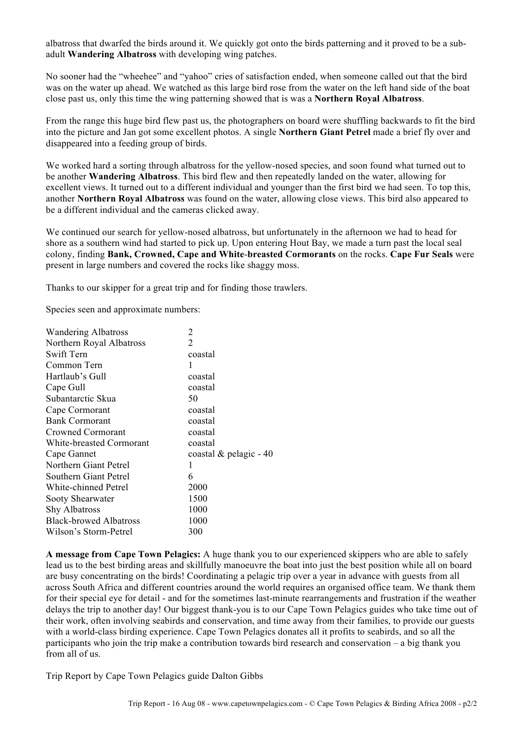albatross that dwarfed the birds around it. We quickly got onto the birds patterning and it proved to be a sub-adult **Wandering Albatross** with developing wing patches.

No sooner had the "wheehee" and "yahoo" cries of satisfaction ended, when someone called out that the bird was on the water up ahead. We watched as this large bird rose from the water on the left hand side of the boat close past us, only this time the wing patterning showed that is was a **Northern Royal Albatross**.

From the range this huge bird flew past us, the photographers on board were shuffling backwards to fit the bird into the picture and Jan got some excellent photos. A single **Northern Giant Petrel** made a brief fly over and disappeared into a feeding group of birds.

We worked hard a sorting through albatross for the yellow-nosed species, and soon found what turned out to be another **Wandering Albatross**. This bird flew and then repeatedly landed on the water, allowing for excellent views. It turned out to a different individual and younger than the first bird we had seen. To top this, another **Northern Royal Albatross** was found on the water, allowing close views. This bird also appeared to be a different individual and the cameras clicked away.

We continued our search for yellow-nosed albatross, but unfortunately in the afternoon we had to head for shore as a southern wind had started to pick up. Upon entering Hout Bay, we made a turn past the local seal colony, finding **Bank, Crowned, Cape and White-breasted Cormorants** on the rocks. **Cape Fur Seals** were present in large numbers and covered the rocks like shaggy moss.

Thanks to our skipper for a great trip and for finding those trawlers.

Species seen and approximate numbers:

| | |
|---|---|
| Wandering Albatross | 2 |
| Northern Royal Albatross | 2 |
| Swift Tern | coastal |
| Common Tern | 1 |
| Hartlaub's Gull | coastal |
| Cape Gull | coastal |
| Subantarctic Skua | 50 |
| Cape Cormorant | coastal |
| Bank Cormorant | coastal |
| Crowned Cormorant | coastal |
| White-breasted Cormorant | coastal |
| Cape Gannet | coastal & pelagic - 40 |
| Northern Giant Petrel | 1 |
| Southern Giant Petrel | 6 |
| White-chinned Petrel | 2000 |
| Sooty Shearwater | 1500 |
| Shy Albatross | 1000 |
| Black-browed Albatross | 1000 |
| Wilson's Storm-Petrel | 300 |

**A message from Cape Town Pelagics:** A huge thank you to our experienced skippers who are able to safely lead us to the best birding areas and skillfully manoeuvre the boat into just the best position while all on board are busy concentrating on the birds! Coordinating a pelagic trip over a year in advance with guests from all across South Africa and different countries around the world requires an organised office team. We thank them for their special eye for detail - and for the sometimes last-minute rearrangements and frustration if the weather delays the trip to another day! Our biggest thank-you is to our Cape Town Pelagics guides who take time out of their work, often involving seabirds and conservation, and time away from their families, to provide our guests with a world-class birding experience. Cape Town Pelagics donates all it profits to seabirds, and so all the participants who join the trip make a contribution towards bird research and conservation – a big thank you from all of us.

Trip Report by Cape Town Pelagics guide Dalton Gibbs